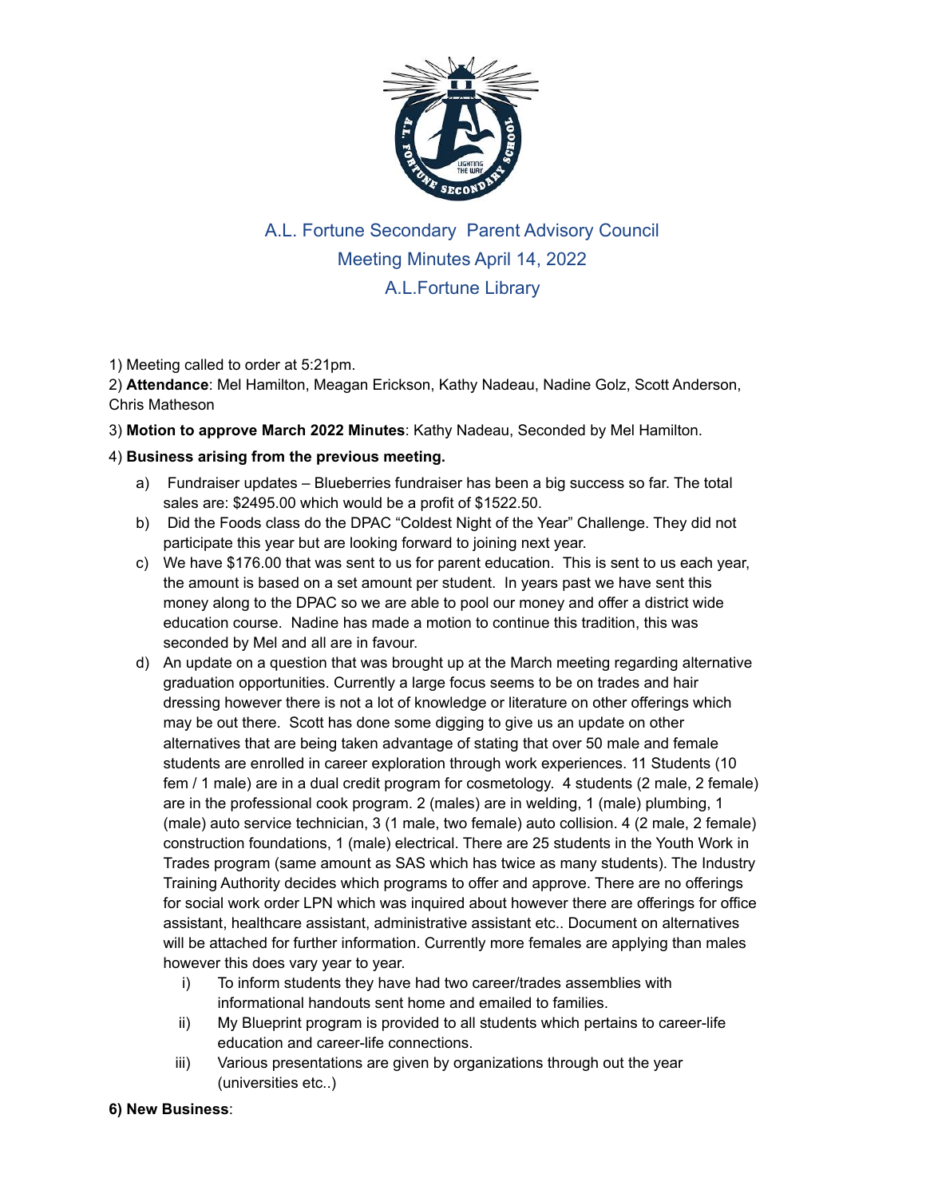# A.L. Fortune Secondary Parent Advisory Council
## Meeting Minutes April 14, 2022
## A.L.Fortune Library

1) Meeting called to order at 5:21pm.

2) **Attendance**: Mel Hamilton, Meagan Erickson, Kathy Nadeau, Nadine Golz, Scott Anderson, Chris Matheson

3) **Motion to approve March 2022 Minutes**: Kathy Nadeau, Seconded by Mel Hamilton.

4) **Business arising from the previous meeting.**

a) Fundraiser updates – Blueberries fundraiser has been a big success so far. The total sales are: $2495.00 which would be a profit of $1522.50.

b) Did the Foods class do the DPAC "Coldest Night of the Year" Challenge. They did not participate this year but are looking forward to joining next year.

c) We have $176.00 that was sent to us for parent education. This is sent to us each year, the amount is based on a set amount per student. In years past we have sent this money along to the DPAC so we are able to pool our money and offer a district wide education course. Nadine has made a motion to continue this tradition, this was seconded by Mel and all are in favour.

d) An update on a question that was brought up at the March meeting regarding alternative graduation opportunities. Currently a large focus seems to be on trades and hair dressing however there is not a lot of knowledge or literature on other offerings which may be out there. Scott has done some digging to give us an update on other alternatives that are being taken advantage of stating that over 50 male and female students are enrolled in career exploration through work experiences. 11 Students (10 fem / 1 male) are in a dual credit program for cosmetology. 4 students (2 male, 2 female) are in the professional cook program. 2 (males) are in welding, 1 (male) plumbing, 1 (male) auto service technician, 3 (1 male, two female) auto collision. 4 (2 male, 2 female) construction foundations, 1 (male) electrical. There are 25 students in the Youth Work in Trades program (same amount as SAS which has twice as many students). The Industry Training Authority decides which programs to offer and approve. There are no offerings for social work order LPN which was inquired about however there are offerings for office assistant, healthcare assistant, administrative assistant etc.. Document on alternatives will be attached for further information. Currently more females are applying than males however this does vary year to year.

   i) To inform students they have had two career/trades assemblies with informational handouts sent home and emailed to families.

   ii) My Blueprint program is provided to all students which pertains to career-life education and career-life connections.

   iii) Various presentations are given by organizations through out the year (universities etc..)

**6) New Business**: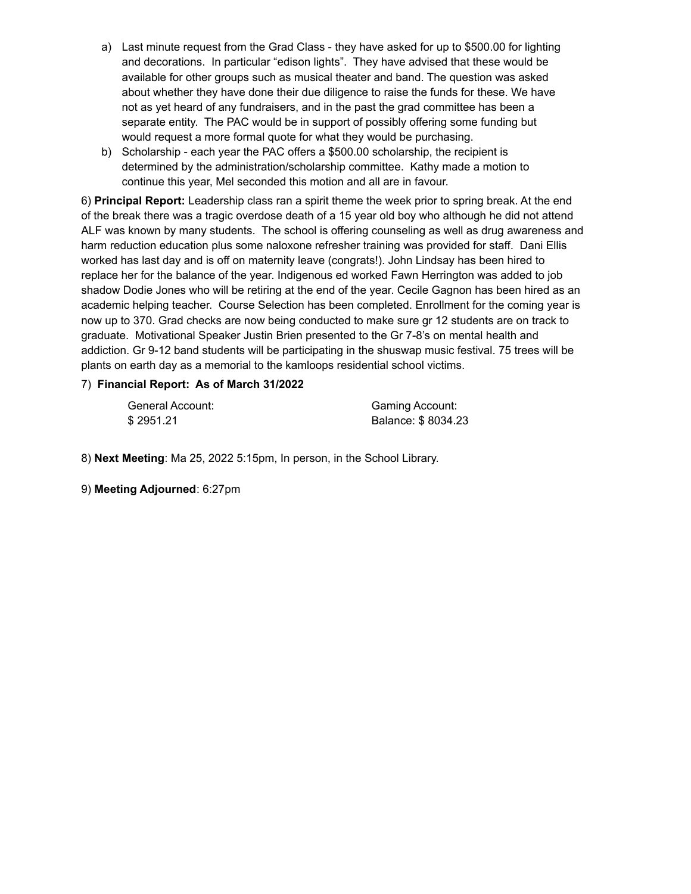a) Last minute request from the Grad Class - they have asked for up to $500.00 for lighting and decorations. In particular "edison lights". They have advised that these would be available for other groups such as musical theater and band. The question was asked about whether they have done their due diligence to raise the funds for these. We have not as yet heard of any fundraisers, and in the past the grad committee has been a separate entity. The PAC would be in support of possibly offering some funding but would request a more formal quote for what they would be purchasing.

b) Scholarship - each year the PAC offers a $500.00 scholarship, the recipient is determined by the administration/scholarship committee. Kathy made a motion to continue this year, Mel seconded this motion and all are in favour.

6) **Principal Report:** Leadership class ran a spirit theme the week prior to spring break. At the end of the break there was a tragic overdose death of a 15 year old boy who although he did not attend ALF was known by many students. The school is offering counseling as well as drug awareness and harm reduction education plus some naloxone refresher training was provided for staff. Dani Ellis worked has last day and is off on maternity leave (congrats!). John Lindsay has been hired to replace her for the balance of the year. Indigenous ed worked Fawn Herrington was added to job shadow Dodie Jones who will be retiring at the end of the year. Cecile Gagnon has been hired as an academic helping teacher. Course Selection has been completed. Enrollment for the coming year is now up to 370. Grad checks are now being conducted to make sure gr 12 students are on track to graduate. Motivational Speaker Justin Brien presented to the Gr 7-8's on mental health and addiction. Gr 9-12 band students will be participating in the shuswap music festival. 75 trees will be plants on earth day as a memorial to the kamloops residential school victims.

7) **Financial Report: As of March 31/2022**

| | |
|---|---|
| General Account: | Gaming Account: |
| $ 2951.21 | Balance: $ 8034.23 |

8) **Next Meeting**: Ma 25, 2022 5:15pm, In person, in the School Library.

9) **Meeting Adjourned**: 6:27pm